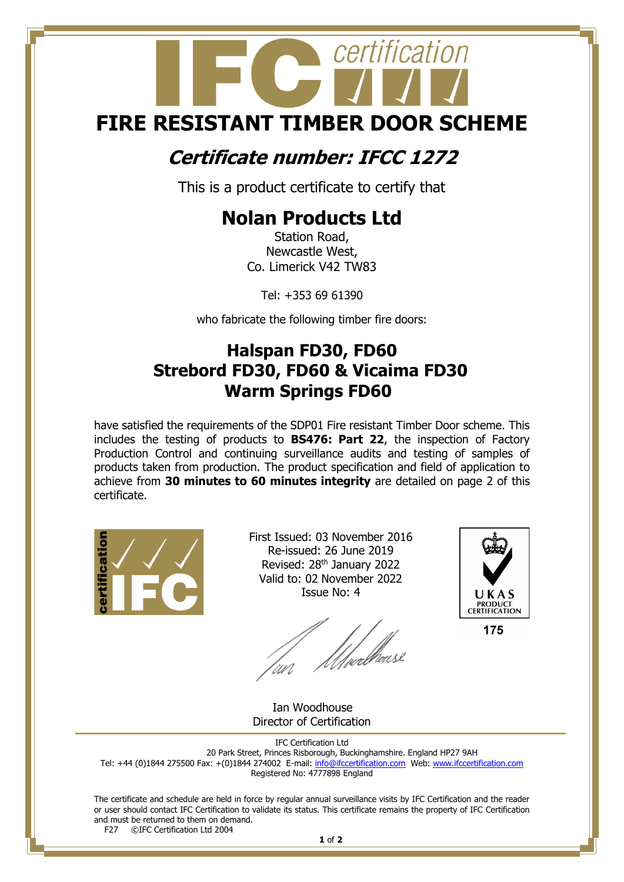IFC certification

# FIRE RESISTANT TIMBER DOOR SCHEME

## *Certificate number: IFCC 1272*

This is a product certificate to certify that

## Nolan Products Ltd

Station Road,
Newcastle West,
Co. Limerick V42 TW83

Tel: +353 69 61390

who fabricate the following timber fire doors:

## Halspan FD30, FD60
## Strebord FD30, FD60 & Vicaima FD30
## Warm Springs FD60

have satisfied the requirements of the SDP01 Fire resistant Timber Door scheme. This includes the testing of products to **BS476: Part 22**, the inspection of Factory Production Control and continuing surveillance audits and testing of samples of products taken from production. The product specification and field of application to achieve from **30 minutes to 60 minutes integrity** are detailed on page 2 of this certificate.

First Issued: 03 November 2016
Re-issued: 26 June 2019
Revised: 28th January 2022
Valid to: 02 November 2022
Issue No: 4

UKAS PRODUCT CERTIFICATION 175

Ian Woodhouse
Director of Certification

IFC Certification Ltd
20 Park Street, Princes Risborough, Buckinghamshire. England HP27 9AH
Tel: +44 (0)1844 275500 Fax: +(0)1844 274002 E-mail: info@ifccertification.com Web: www.ifccertification.com
Registered No: 4777898 England

The certificate and schedule are held in force by regular annual surveillance visits by IFC Certification and the reader or user should contact IFC Certification to validate its status. This certificate remains the property of IFC Certification and must be returned to them on demand.

F27 ©IFC Certification Ltd 2004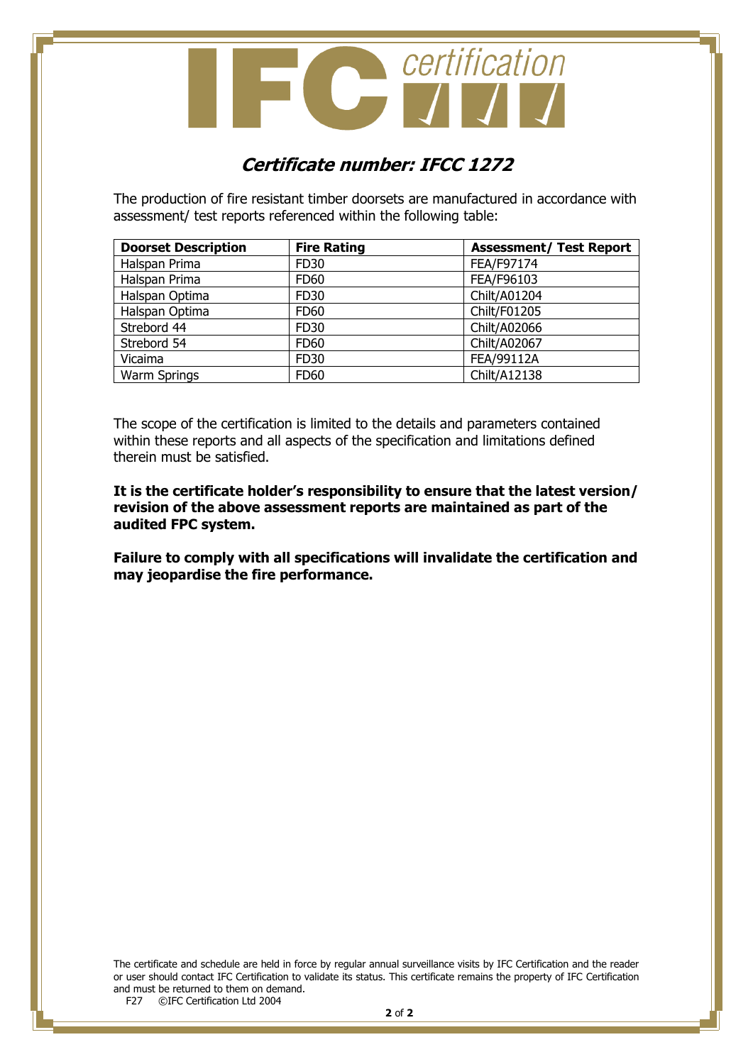# *Certificate number: IFCC 1272*

The production of fire resistant timber doorsets are manufactured in accordance with assessment/ test reports referenced within the following table:

| Doorset Description | Fire Rating | Assessment/ Test Report |
|---|---|---|
| Halspan Prima | FD30 | FEA/F97174 |
| Halspan Prima | FD60 | FEA/F96103 |
| Halspan Optima | FD30 | Chilt/A01204 |
| Halspan Optima | FD60 | Chilt/F01205 |
| Strebord 44 | FD30 | Chilt/A02066 |
| Strebord 54 | FD60 | Chilt/A02067 |
| Vicaima | FD30 | FEA/99112A |
| Warm Springs | FD60 | Chilt/A12138 |

The scope of the certification is limited to the details and parameters contained within these reports and all aspects of the specification and limitations defined therein must be satisfied.

**It is the certificate holder's responsibility to ensure that the latest version/ revision of the above assessment reports are maintained as part of the audited FPC system.**

**Failure to comply with all specifications will invalidate the certification and may jeopardise the fire performance.**

The certificate and schedule are held in force by regular annual surveillance visits by IFC Certification and the reader or user should contact IFC Certification to validate its status. This certificate remains the property of IFC Certification and must be returned to them on demand.

F27 ©IFC Certification Ltd 2004